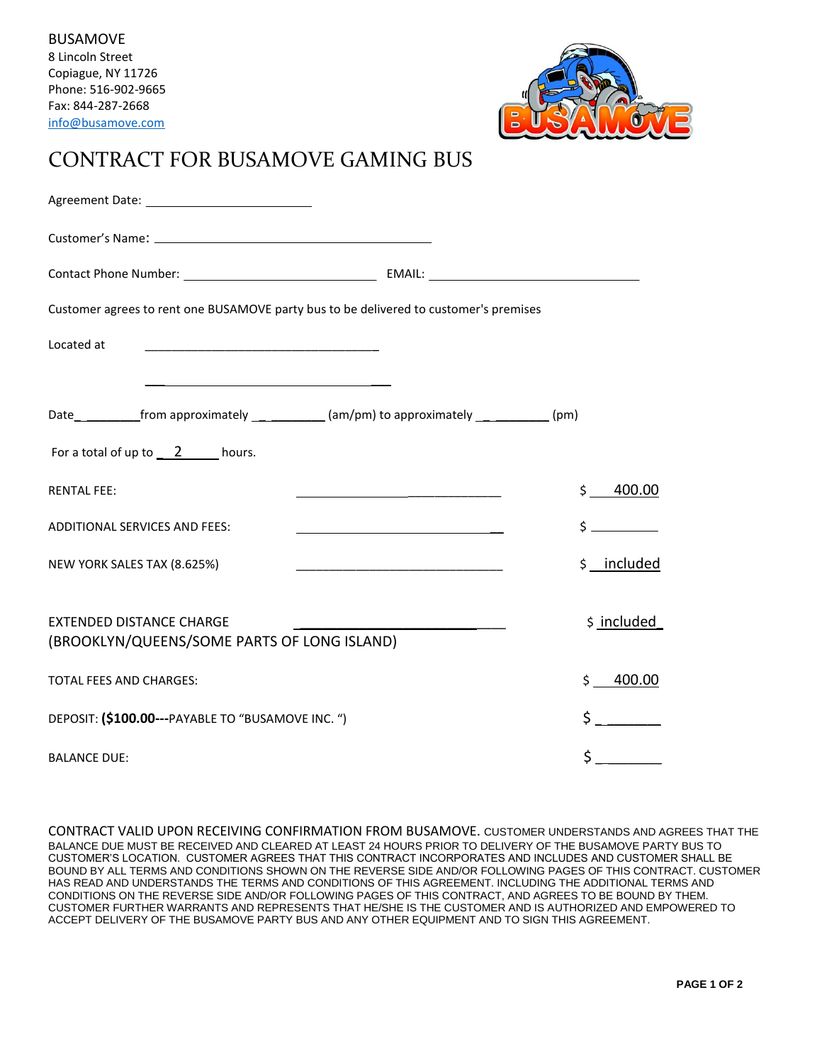BUSAMOVE
8 Lincoln Street
Copiague, NY 11726
Phone: 516-902-9665
Fax: 844-287-2668
info@busamove.com

# CONTRACT FOR BUSAMOVE GAMING BUS

Agreement Date: ______________________

Customer's Name: ______________________________________

Contact Phone Number: __________________________ EMAIL: ____________________________

Customer agrees to rent one BUSAMOVE party bus to be delivered to customer's premises

Located at ________________________________

________________________________

Date__________from approximately __________ (am/pm) to approximately __________ (pm)

For a total of up to __2____ hours.

| | | |
|---|---|---|
| RENTAL FEE: | ____________________________ | $ 400.00 |
| ADDITIONAL SERVICES AND FEES: | ____________________________ | $ ________ |
| NEW YORK SALES TAX (8.625%) | ____________________________ | $ included |
| EXTENDED DISTANCE CHARGE (BROOKLYN/QUEENS/SOME PARTS OF LONG ISLAND) | ____________________________ | $ included |
| TOTAL FEES AND CHARGES: | | $ 400.00 |
| DEPOSIT: **($100.00---**PAYABLE TO "BUSAMOVE INC. ") | | $ ________ |
| BALANCE DUE: | | $ ________ |

CONTRACT VALID UPON RECEIVING CONFIRMATION FROM BUSAMOVE. CUSTOMER UNDERSTANDS AND AGREES THAT THE BALANCE DUE MUST BE RECEIVED AND CLEARED AT LEAST 24 HOURS PRIOR TO DELIVERY OF THE BUSAMOVE PARTY BUS TO CUSTOMER'S LOCATION. CUSTOMER AGREES THAT THIS CONTRACT INCORPORATES AND INCLUDES AND CUSTOMER SHALL BE BOUND BY ALL TERMS AND CONDITIONS SHOWN ON THE REVERSE SIDE AND/OR FOLLOWING PAGES OF THIS CONTRACT. CUSTOMER HAS READ AND UNDERSTANDS THE TERMS AND CONDITIONS OF THIS AGREEMENT. INCLUDING THE ADDITIONAL TERMS AND CONDITIONS ON THE REVERSE SIDE AND/OR FOLLOWING PAGES OF THIS CONTRACT, AND AGREES TO BE BOUND BY THEM. CUSTOMER FURTHER WARRANTS AND REPRESENTS THAT HE/SHE IS THE CUSTOMER AND IS AUTHORIZED AND EMPOWERED TO ACCEPT DELIVERY OF THE BUSAMOVE PARTY BUS AND ANY OTHER EQUIPMENT AND TO SIGN THIS AGREEMENT.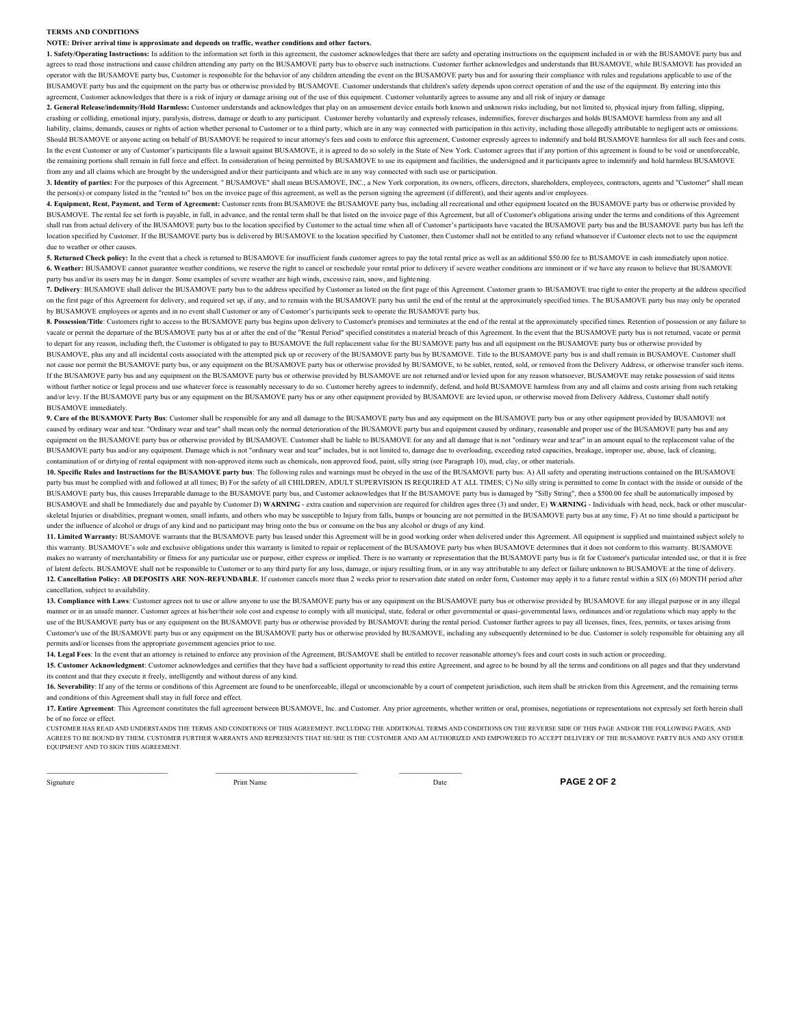**TERMS AND CONDITIONS**

**NOTE: Driver arrival time is approximate and depends on traffic, weather conditions and other factors.**

**1. Safety/Operating Instructions:** In addition to the information set forth in this agreement, the customer acknowledges that there are safety and operating instructions on the equipment included in or with the BUSAMOVE party bus and agrees to read those instructions and cause children attending any party on the BUSAMOVE party bus to observe such instructions. Customer further acknowledges and understands that BUSAMOVE, while BUSAMOVE has provided an operator with the BUSAMOVE party bus, Customer is responsible for the behavior of any children attending the event on the BUSAMOVE party bus and for assuring their compliance with rules and regulations applicable to use of the BUSAMOVE party bus and the equipment on the party bus or otherwise provided by BUSAMOVE. Customer understands that children's safety depends upon correct operation of and the use of the equipment. By entering into this agreement, Customer acknowledges that there is a risk of injury or damage arising out of the use of this equipment. Customer voluntarily agrees to assume any and all risk of injury or damage

**2. General Release/indemnity/Hold Harmless:** Customer understands and acknowledges that play on an amusement device entails both known and unknown risks including, but not limited to, physical injury from falling, slipping, crashing or colliding, emotional injury, paralysis, distress, damage or death to any participant. Customer hereby voluntarily and expressly releases, indemnifies, forever discharges and holds BUSAMOVE harmless from any and all liability, claims, demands, causes or rights of action whether personal to Customer or to a third party, which are in any way connected with participation in this activity, including those allegedly attributable to negligent acts or omissions. Should BUSAMOVE or anyone acting on behalf of BUSAMOVE be required to incur attorney's fees and costs to enforce this agreement, Customer expressly agrees to indemnify and hold BUSAMOVE harmless for all such fees and costs. In the event Customer or any of Customer's participants file a lawsuit against BUSAMOVE, it is agreed to do so solely in the State of New York. Customer agrees that if any portion of this agreement is found to be void or unenforceable, the remaining portions shall remain in full force and effect. In consideration of being permitted by BUSAMOVE to use its equipment and facilities, the undersigned and it participants agree to indemnify and hold harmless BUSAMOVE from any and all claims which are brought by the undersigned and/or their participants and which are in any way connected with such use or participation.

**3. Identity of parties:** For the purposes of this Agreement. " BUSAMOVE" shall mean BUSAMOVE, INC., a New York corporation, its owners, officers, directors, shareholders, employees, contractors, agents and "Customer" shall mean the person(s) or company listed in the "rented to" box on the invoice page of this agreement, as well as the person signing the agreement (if different), and their agents and/or employees.

**4. Equipment, Rent, Payment, and Term of Agreement:** Customer rents from BUSAMOVE the BUSAMOVE party bus, including all recreational and other equipment located on the BUSAMOVE party bus or otherwise provided by BUSAMOVE. The rental fee set forth is payable, in full, in advance, and the rental term shall be that listed on the invoice page of this Agreement, but all of Customer's obligations arising under the terms and conditions of this Agreement shall run from actual delivery of the BUSAMOVE party bus to the location specified by Customer to the actual time when all of Customer's participants have vacated the BUSAMOVE party bus and the BUSAMOVE party bus has left the location specified by Customer. If the BUSAMOVE party bus is delivered by BUSAMOVE to the location specified by Customer, then Customer shall not be entitled to any refund whatsoever if Customer elects not to use the equipment due to weather or other causes.

**5. Returned Check policy:** In the event that a check is returned to BUSAMOVE for insufficient funds customer agrees to pay the total rental price as well as an additional $50.00 fee to BUSAMOVE in cash immediately upon notice.

**6. Weather:** BUSAMOVE cannot guarantee weather conditions, we reserve the right to cancel or reschedule your rental prior to delivery if severe weather conditions are imminent or if we have any reason to believe that BUSAMOVE party bus and/or its users may be in danger. Some examples of severe weather are high winds, excessive rain, snow, and lightening.

**7. Delivery**: BUSAMOVE shall deliver the BUSAMOVE party bus to the address specified by Customer as listed on the first page of this Agreement. Customer grants to BUSAMOVE true right to enter the property at the address specified on the first page of this Agreement for delivery, and required set up, if any, and to remain with the BUSAMOVE party bus until the end of the rental at the approximately specified times. The BUSAMOVE party bus may only be operated by BUSAMOVE employees or agents and in no event shall Customer or any of Customer's participants seek to operate the BUSAMOVE party bus.

**8. Possession/Title**: Customers right to access to the BUSAMOVE party bus begins upon delivery to Customer's premises and terminates at the end of the rental at the approximately specified times. Retention of possession or any failure to vacate or permit the departure of the BUSAMOVE party bus at or after the end of the "Rental Period" specified constitutes a material breach of this Agreement. In the event that the BUSAMOVE party bus is not returned, vacate or permit to depart for any reason, including theft, the Customer is obligated to pay to BUSAMOVE the full replacement value for the BUSAMOVE party bus and all equipment on the BUSAMOVE party bus or otherwise provided by BUSAMOVE, plus any and all incidental costs associated with the attempted pick up or recovery of the BUSAMOVE party bus by BUSAMOVE. Title to the BUSAMOVE party bus is and shall remain in BUSAMOVE. Customer shall not cause nor permit the BUSAMOVE party bus, or any equipment on the BUSAMOVE party bus or otherwise provided by BUSAMOVE, to be sublet, rented, sold, or removed from the Delivery Address, or otherwise transfer such items. If the BUSAMOVE party bus and any equipment on the BUSAMOVE party bus or otherwise provided by BUSAMOVE are not returned and/or levied upon for any reason whatsoever, BUSAMOVE may retake possession of said items without further notice or legal process and use whatever force is reasonably necessary to do so. Customer hereby agrees to indemnify, defend, and hold BUSAMOVE harmless from any and all claims and costs arising from such retaking and/or levy. If the BUSAMOVE party bus or any equipment on the BUSAMOVE party bus or any other equipment provided by BUSAMOVE are levied upon, or otherwise moved from Delivery Address, Customer shall notify BUSAMOVE immediately.

**9. Care of the BUSAMOVE Party Bus**: Customer shall be responsible for any and all damage to the BUSAMOVE party bus and any equipment on the BUSAMOVE party bus or any other equipment provided by BUSAMOVE not caused by ordinary wear and tear. "Ordinary wear and tear" shall mean only the normal deterioration of the BUSAMOVE party bus and equipment caused by ordinary, reasonable and proper use of the BUSAMOVE party bus and any equipment on the BUSAMOVE party bus or otherwise provided by BUSAMOVE. Customer shall be liable to BUSAMOVE for any and all damage that is not "ordinary wear and tear" in an amount equal to the replacement value of the BUSAMOVE party bus and/or any equipment. Damage which is not "ordinary wear and tear" includes, but is not limited to, damage due to overloading, exceeding rated capacities, breakage, improper use, abuse, lack of cleaning, contamination of or dirtying of rental equipment with non-approved items such as chemicals, non approved food, paint, silly string (see Paragraph 10), mud, clay, or other materials.

**10. Specific Rules and Instructions for the BUSAMOVE party bus**: The following rules and warnings must be obeyed in the use of the BUSAMOVE party bus: A) All safety and operating instructions contained on the BUSAMOVE party bus must be complied with and followed at all times; B) For the safety of all CHILDREN, ADULT SUPERVISION IS REQUIRED AT ALL TIMES; C) No silly string is permitted to come In contact with the inside or outside of the BUSAMOVE party bus, this causes Irreparable damage to the BUSAMOVE party bus, and Customer acknowledges that If the BUSAMOVE party bus is damaged by "Silly String", then a $500.00 fee shall be automatically imposed by BUSAMOVE and shall be Immediately due and payable by Customer D) **WARNING** - extra caution and supervision are required for children ages three (3) and under, E) **WARNING** - Individuals with head, neck, back or other muscular-skeletal Injuries or disabilities, pregnant women, small infants, and others who may be susceptible to Injury from falls, bumps or bouncing are not permitted in the BUSAMOVE party bus at any time, F) At no time should a participant be under the influence of alcohol or drugs of any kind and no participant may bring onto the bus or consume on the bus any alcohol or drugs of any kind.

**11. Limited Warranty:** BUSAMOVE warrants that the BUSAMOVE party bus leased under this Agreement will be in good working order when delivered under this Agreement. All equipment is supplied and maintained subject solely to this warranty. BUSAMOVE's sole and exclusive obligations under this warranty is limited to repair or replacement of the BUSAMOVE party bus when BUSAMOVE determines that it does not conform to this warranty. BUSAMOVE makes no warranty of merchantability or fitness for any particular use or purpose, either express or implied. There is no warranty or representation that the BUSAMOVE party bus is fit for Customer's particular intended use, or that it is free of latent defects. BUSAMOVE shall not be responsible to Customer or to any third party for any loss, damage, or injury resulting from, or in any way attributable to any defect or failure unknown to BUSAMOVE at the time of delivery.

**12. Cancellation Policy: All DEPOSITS ARE NON-REFUNDABLE**. If customer cancels more than 2 weeks prior to reservation date stated on order form, Customer may apply it to a future rental within a SIX (6) MONTH period after cancellation, subject to availability.

**13. Compliance with Laws**: Customer agrees not to use or allow anyone to use the BUSAMOVE party bus or any equipment on the BUSAMOVE party bus or otherwise provided by BUSAMOVE for any illegal purpose or in any illegal manner or in an unsafe manner. Customer agrees at his/her/their sole cost and expense to comply with all municipal, state, federal or other governmental or quasi-governmental laws, ordinances and/or regulations which may apply to the use of the BUSAMOVE party bus or any equipment on the BUSAMOVE party bus or otherwise provided by BUSAMOVE during the rental period. Customer further agrees to pay all licenses, fines, fees, permits, or taxes arising from Customer's use of the BUSAMOVE party bus or any equipment on the BUSAMOVE party bus or otherwise provided by BUSAMOVE, including any subsequently determined to be due. Customer is solely responsible for obtaining any all permits and/or licenses from the appropriate government agencies prior to use.

**14. Legal Fees**: In the event that an attorney is retained to enforce any provision of the Agreement, BUSAMOVE shall be entitled to recover reasonable attorney's fees and court costs in such action or proceeding.

**15. Customer Acknowledgment**: Customer acknowledges and certifies that they have had a sufficient opportunity to read this entire Agreement, and agree to be bound by all the terms and conditions on all pages and that they understand its content and that they execute it freely, intelligently and without duress of any kind.

**16. Severability**: If any of the terms or conditions of this Agreement are found to be unenforceable, illegal or unconscionable by a court of competent jurisdiction, such item shall be stricken from this Agreement, and the remaining terms and conditions of this Agreement shall stay in full force and effect.

**17. Entire Agreement**: This Agreement constitutes the full agreement between BUSAMOVE, Inc. and Customer. Any prior agreements, whether written or oral, promises, negotiations or representations not expressly set forth herein shall be of no force or effect.

CUSTOMER HAS READ AND UNDERSTANDS THE TERMS AND CONDITIONS OF THIS AGREEMENT. INCLUDING THE ADDITIONAL TERMS AND CONDITIONS ON THE REVERSE SIDE OF THIS PAGE AND/OR THE FOLLOWING PAGES, AND AGREES TO BE BOUND BY THEM. CUSTOMER FURTHER WARRANTS AND REPRESENTS THAT HE/SHE IS THE CUSTOMER AND AM AUTHORIZED AND EMPOWERED TO ACCEPT DELIVERY OF THE BUSAMOVE PARTY BUS AND ANY OTHER EQUIPMENT AND TO SIGN THIS AGREEMENT.

_______________________________ &nbsp;&nbsp; ___________________________________ &nbsp;&nbsp; _______________

Signature &nbsp;&nbsp;&nbsp;&nbsp; Print Name &nbsp;&nbsp;&nbsp;&nbsp; Date